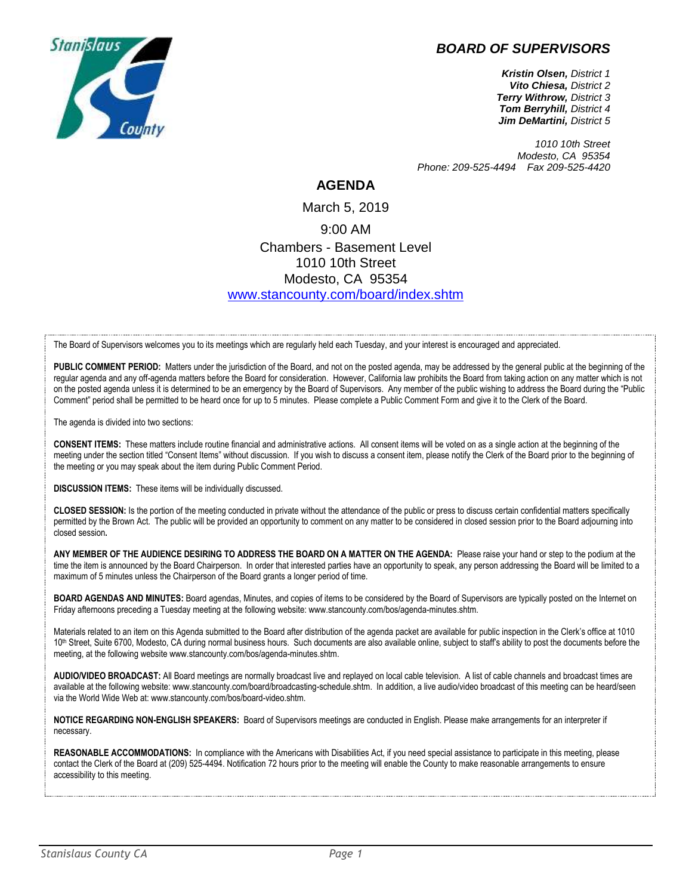## BOARD OF SUPERVISORS

***Kristin Olsen,*** *District 1*
***Vito Chiesa,*** *District 2*
***Terry Withrow,*** *District 3*
***Tom Berryhill,*** *District 4*
***Jim DeMartini,*** *District 5*

*1010 10th Street*
*Modesto, CA 95354*
*Phone: 209-525-4494  Fax 209-525-4420*

# AGENDA

March 5, 2019

9:00 AM

Chambers - Basement Level
1010 10th Street
Modesto, CA 95354
[www.stancounty.com/board/index.shtm](http://www.stancounty.com/board/index.shtm)

The Board of Supervisors welcomes you to its meetings which are regularly held each Tuesday, and your interest is encouraged and appreciated.

**PUBLIC COMMENT PERIOD:** Matters under the jurisdiction of the Board, and not on the posted agenda, may be addressed by the general public at the beginning of the regular agenda and any off-agenda matters before the Board for consideration. However, California law prohibits the Board from taking action on any matter which is not on the posted agenda unless it is determined to be an emergency by the Board of Supervisors. Any member of the public wishing to address the Board during the "Public Comment" period shall be permitted to be heard once for up to 5 minutes. Please complete a Public Comment Form and give it to the Clerk of the Board.

The agenda is divided into two sections:

**CONSENT ITEMS:** These matters include routine financial and administrative actions. All consent items will be voted on as a single action at the beginning of the meeting under the section titled "Consent Items" without discussion. If you wish to discuss a consent item, please notify the Clerk of the Board prior to the beginning of the meeting or you may speak about the item during Public Comment Period.

**DISCUSSION ITEMS:** These items will be individually discussed.

**CLOSED SESSION:** Is the portion of the meeting conducted in private without the attendance of the public or press to discuss certain confidential matters specifically permitted by the Brown Act. The public will be provided an opportunity to comment on any matter to be considered in closed session prior to the Board adjourning into closed session**.**

**ANY MEMBER OF THE AUDIENCE DESIRING TO ADDRESS THE BOARD ON A MATTER ON THE AGENDA:** Please raise your hand or step to the podium at the time the item is announced by the Board Chairperson. In order that interested parties have an opportunity to speak, any person addressing the Board will be limited to a maximum of 5 minutes unless the Chairperson of the Board grants a longer period of time.

**BOARD AGENDAS AND MINUTES:** Board agendas, Minutes, and copies of items to be considered by the Board of Supervisors are typically posted on the Internet on Friday afternoons preceding a Tuesday meeting at the following website: www.stancounty.com/bos/agenda-minutes.shtm.

Materials related to an item on this Agenda submitted to the Board after distribution of the agenda packet are available for public inspection in the Clerk's office at 1010 10th Street, Suite 6700, Modesto, CA during normal business hours. Such documents are also available online, subject to staff's ability to post the documents before the meeting, at the following website www.stancounty.com/bos/agenda-minutes.shtm.

**AUDIO/VIDEO BROADCAST:** All Board meetings are normally broadcast live and replayed on local cable television. A list of cable channels and broadcast times are available at the following website: www.stancounty.com/board/broadcasting-schedule.shtm. In addition, a live audio/video broadcast of this meeting can be heard/seen via the World Wide Web at: www.stancounty.com/bos/board-video.shtm.

**NOTICE REGARDING NON-ENGLISH SPEAKERS:** Board of Supervisors meetings are conducted in English. Please make arrangements for an interpreter if necessary.

**REASONABLE ACCOMMODATIONS:** In compliance with the Americans with Disabilities Act, if you need special assistance to participate in this meeting, please contact the Clerk of the Board at (209) 525-4494. Notification 72 hours prior to the meeting will enable the County to make reasonable arrangements to ensure accessibility to this meeting.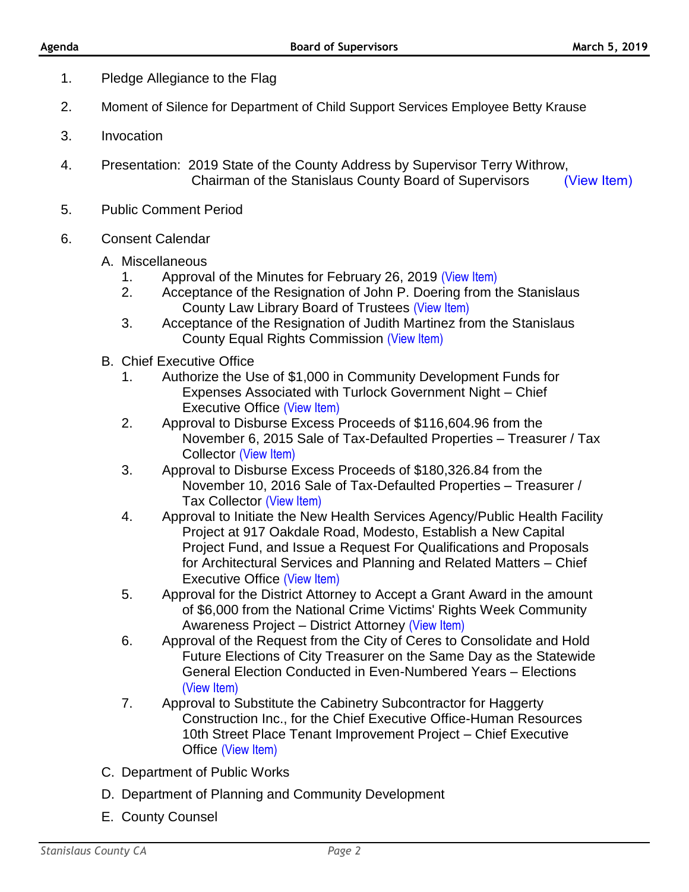1. Pledge Allegiance to the Flag
2. Moment of Silence for Department of Child Support Services Employee Betty Krause
3. Invocation
4. Presentation: 2019 State of the County Address by Supervisor Terry Withrow, Chairman of the Stanislaus County Board of Supervisors (View Item)
5. Public Comment Period
6. Consent Calendar

   A. Miscellaneous
      1. Approval of the Minutes for February 26, 2019 (View Item)
      2. Acceptance of the Resignation of John P. Doering from the Stanislaus County Law Library Board of Trustees (View Item)
      3. Acceptance of the Resignation of Judith Martinez from the Stanislaus County Equal Rights Commission (View Item)

   B. Chief Executive Office
      1. Authorize the Use of $1,000 in Community Development Funds for Expenses Associated with Turlock Government Night – Chief Executive Office (View Item)
      2. Approval to Disburse Excess Proceeds of $116,604.96 from the November 6, 2015 Sale of Tax-Defaulted Properties – Treasurer / Tax Collector (View Item)
      3. Approval to Disburse Excess Proceeds of $180,326.84 from the November 10, 2016 Sale of Tax-Defaulted Properties – Treasurer / Tax Collector (View Item)
      4. Approval to Initiate the New Health Services Agency/Public Health Facility Project at 917 Oakdale Road, Modesto, Establish a New Capital Project Fund, and Issue a Request For Qualifications and Proposals for Architectural Services and Planning and Related Matters – Chief Executive Office (View Item)
      5. Approval for the District Attorney to Accept a Grant Award in the amount of $6,000 from the National Crime Victims' Rights Week Community Awareness Project – District Attorney (View Item)
      6. Approval of the Request from the City of Ceres to Consolidate and Hold Future Elections of City Treasurer on the Same Day as the Statewide General Election Conducted in Even-Numbered Years – Elections (View Item)
      7. Approval to Substitute the Cabinetry Subcontractor for Haggerty Construction Inc., for the Chief Executive Office-Human Resources 10th Street Place Tenant Improvement Project – Chief Executive Office (View Item)

   C. Department of Public Works

   D. Department of Planning and Community Development

   E. County Counsel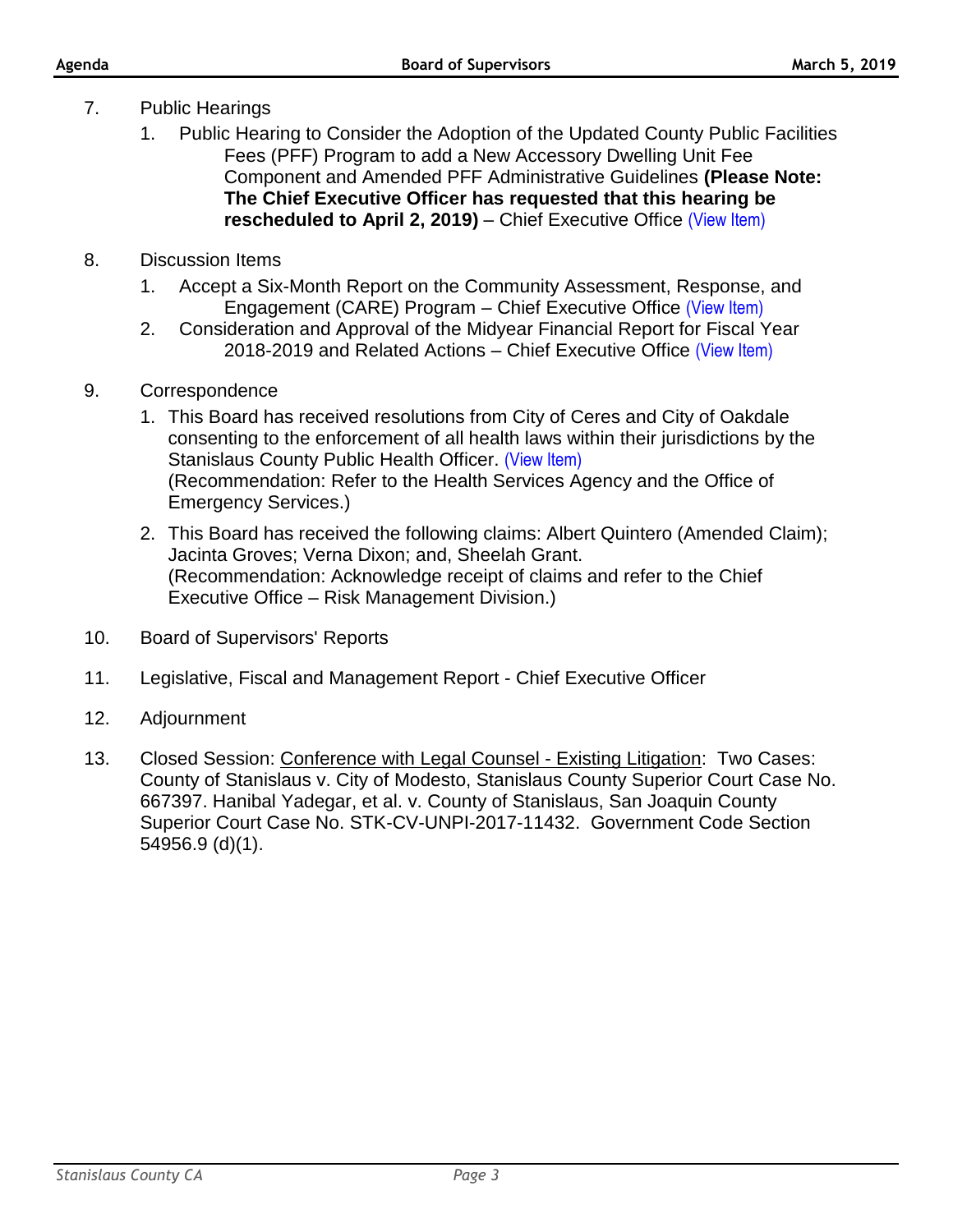7. Public Hearings
   1. Public Hearing to Consider the Adoption of the Updated County Public Facilities Fees (PFF) Program to add a New Accessory Dwelling Unit Fee Component and Amended PFF Administrative Guidelines **(Please Note: The Chief Executive Officer has requested that this hearing be rescheduled to April 2, 2019)** – Chief Executive Office (View Item)

8. Discussion Items
   1. Accept a Six-Month Report on the Community Assessment, Response, and Engagement (CARE) Program – Chief Executive Office (View Item)
   2. Consideration and Approval of the Midyear Financial Report for Fiscal Year 2018-2019 and Related Actions – Chief Executive Office (View Item)

9. Correspondence
   1. This Board has received resolutions from City of Ceres and City of Oakdale consenting to the enforcement of all health laws within their jurisdictions by the Stanislaus County Public Health Officer. (View Item)
      (Recommendation: Refer to the Health Services Agency and the Office of Emergency Services.)
   2. This Board has received the following claims: Albert Quintero (Amended Claim); Jacinta Groves; Verna Dixon; and, Sheelah Grant.
      (Recommendation: Acknowledge receipt of claims and refer to the Chief Executive Office – Risk Management Division.)

10. Board of Supervisors' Reports

11. Legislative, Fiscal and Management Report - Chief Executive Officer

12. Adjournment

13. Closed Session: Conference with Legal Counsel - Existing Litigation: Two Cases: County of Stanislaus v. City of Modesto, Stanislaus County Superior Court Case No. 667397. Hanibal Yadegar, et al. v. County of Stanislaus, San Joaquin County Superior Court Case No. STK-CV-UNPI-2017-11432. Government Code Section 54956.9 (d)(1).